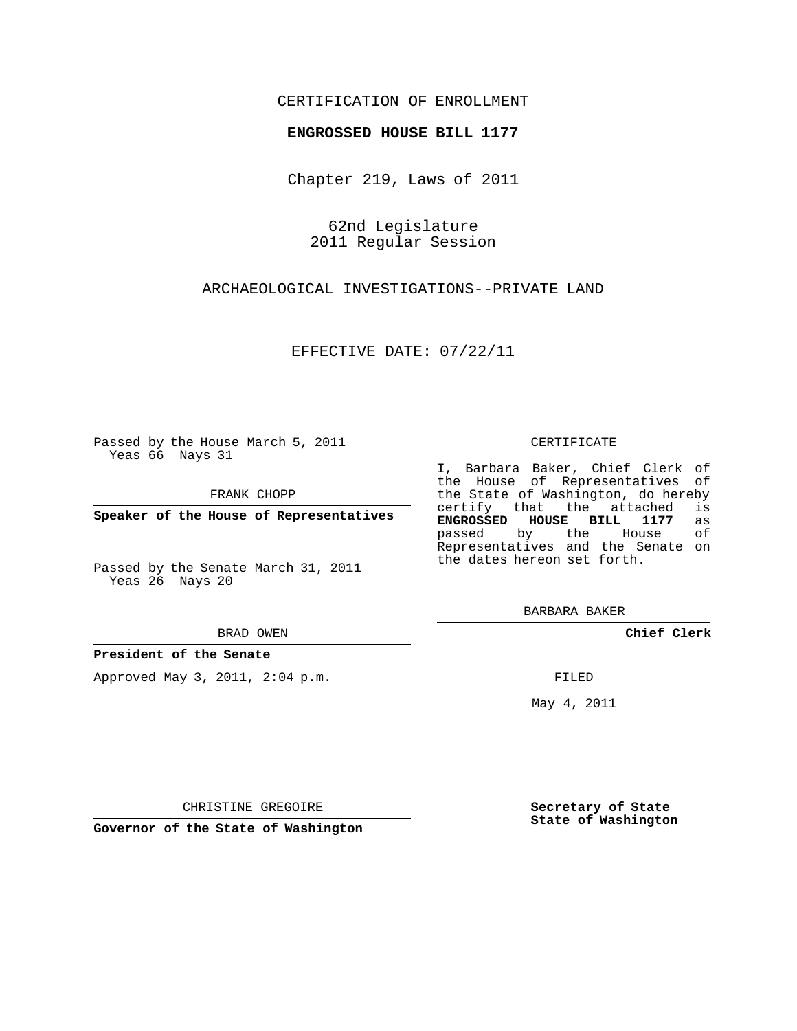CERTIFICATION OF ENROLLMENT

**ENGROSSED HOUSE BILL 1177**

Chapter 219, Laws of 2011

62nd Legislature
2011 Regular Session

ARCHAEOLOGICAL INVESTIGATIONS--PRIVATE LAND

EFFECTIVE DATE: 07/22/11

Passed by the House March 5, 2011
Yeas 66 Nays 31

FRANK CHOPP

**Speaker of the House of Representatives**

Passed by the Senate March 31, 2011
Yeas 26 Nays 20

BRAD OWEN

**President of the Senate**

Approved May 3, 2011, 2:04 p.m.

CHRISTINE GREGOIRE

**Governor of the State of Washington**

CERTIFICATE

I, Barbara Baker, Chief Clerk of the House of Representatives of the State of Washington, do hereby certify that the attached is **ENGROSSED HOUSE BILL 1177** as passed by the House of Representatives and the Senate on the dates hereon set forth.

BARBARA BAKER

**Chief Clerk**

FILED

May 4, 2011

**Secretary of State**
**State of Washington**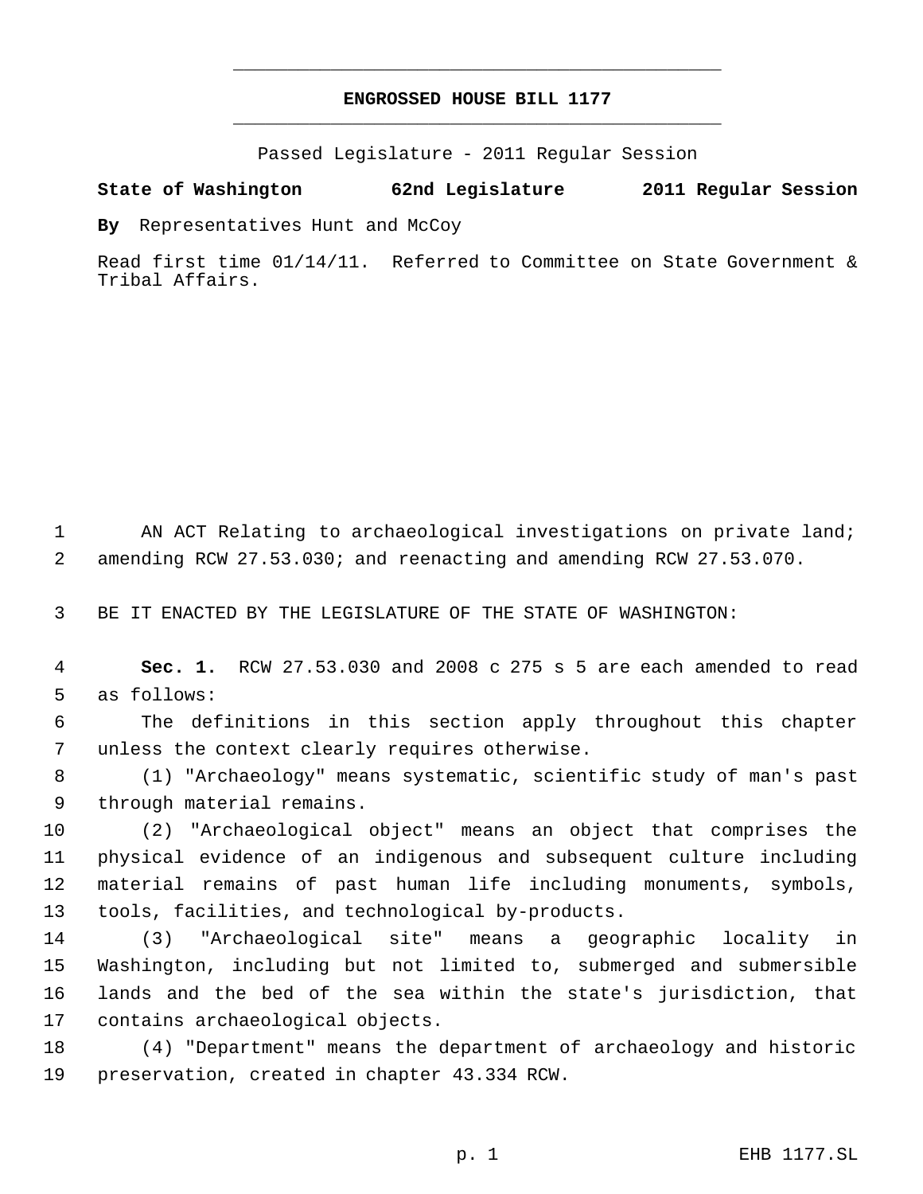# ENGROSSED HOUSE BILL 1177

Passed Legislature - 2011 Regular Session

**State of Washington 62nd Legislature 2011 Regular Session**

**By** Representatives Hunt and McCoy

Read first time 01/14/11. Referred to Committee on State Government & Tribal Affairs.

AN ACT Relating to archaeological investigations on private land; amending RCW 27.53.030; and reenacting and amending RCW 27.53.070.

BE IT ENACTED BY THE LEGISLATURE OF THE STATE OF WASHINGTON:

**Sec. 1.** RCW 27.53.030 and 2008 c 275 s 5 are each amended to read as follows:

The definitions in this section apply throughout this chapter unless the context clearly requires otherwise.

(1) "Archaeology" means systematic, scientific study of man's past through material remains.

(2) "Archaeological object" means an object that comprises the physical evidence of an indigenous and subsequent culture including material remains of past human life including monuments, symbols, tools, facilities, and technological by-products.

(3) "Archaeological site" means a geographic locality in Washington, including but not limited to, submerged and submersible lands and the bed of the sea within the state's jurisdiction, that contains archaeological objects.

(4) "Department" means the department of archaeology and historic preservation, created in chapter 43.334 RCW.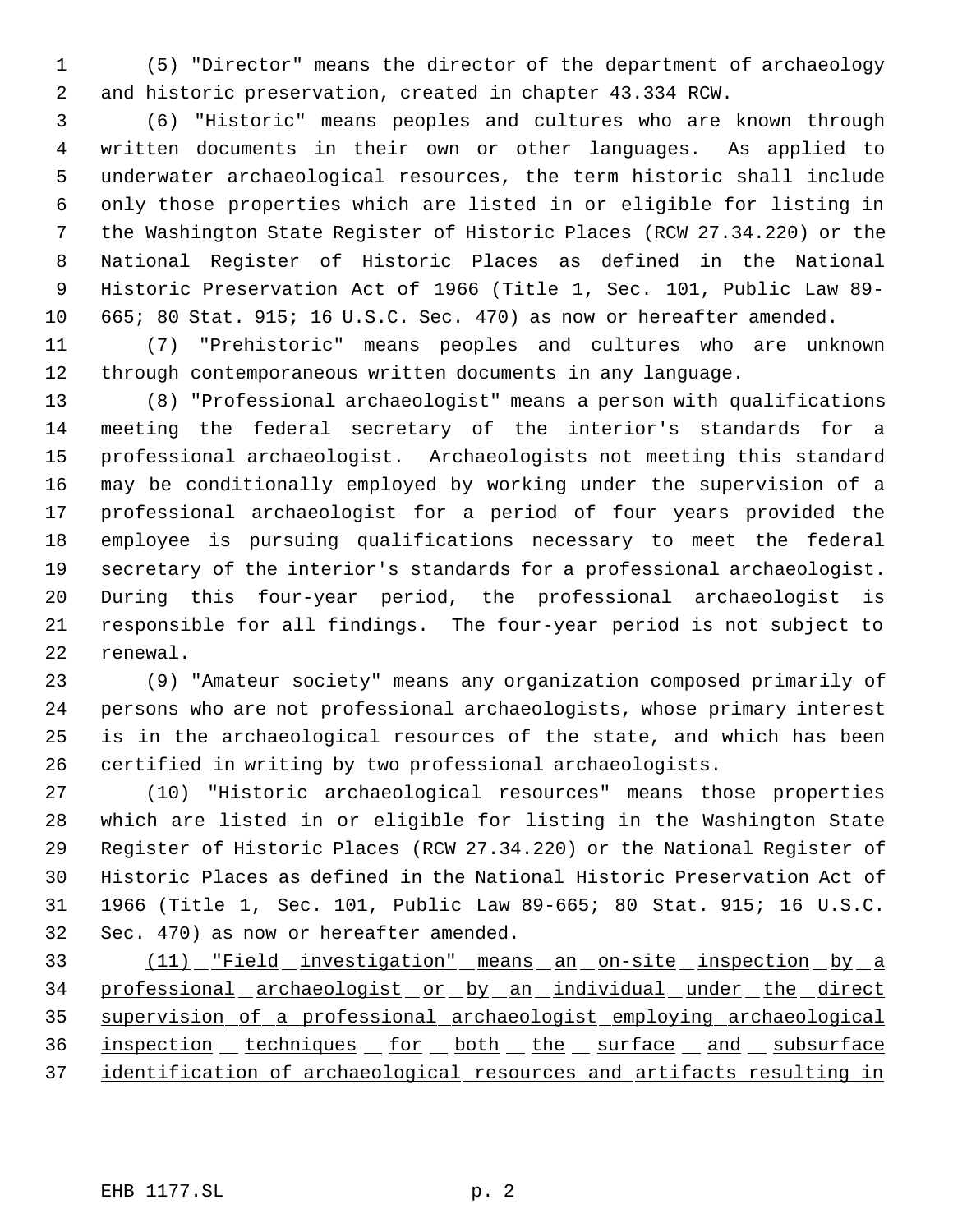(5) "Director" means the director of the department of archaeology and historic preservation, created in chapter 43.334 RCW.

(6) "Historic" means peoples and cultures who are known through written documents in their own or other languages. As applied to underwater archaeological resources, the term historic shall include only those properties which are listed in or eligible for listing in the Washington State Register of Historic Places (RCW 27.34.220) or the National Register of Historic Places as defined in the National Historic Preservation Act of 1966 (Title 1, Sec. 101, Public Law 89-665; 80 Stat. 915; 16 U.S.C. Sec. 470) as now or hereafter amended.

(7) "Prehistoric" means peoples and cultures who are unknown through contemporaneous written documents in any language.

(8) "Professional archaeologist" means a person with qualifications meeting the federal secretary of the interior's standards for a professional archaeologist. Archaeologists not meeting this standard may be conditionally employed by working under the supervision of a professional archaeologist for a period of four years provided the employee is pursuing qualifications necessary to meet the federal secretary of the interior's standards for a professional archaeologist. During this four-year period, the professional archaeologist is responsible for all findings. The four-year period is not subject to renewal.

(9) "Amateur society" means any organization composed primarily of persons who are not professional archaeologists, whose primary interest is in the archaeological resources of the state, and which has been certified in writing by two professional archaeologists.

(10) "Historic archaeological resources" means those properties which are listed in or eligible for listing in the Washington State Register of Historic Places (RCW 27.34.220) or the National Register of Historic Places as defined in the National Historic Preservation Act of 1966 (Title 1, Sec. 101, Public Law 89-665; 80 Stat. 915; 16 U.S.C. Sec. 470) as now or hereafter amended.

<u>(11) "Field investigation" means an on-site inspection by a professional archaeologist or by an individual under the direct supervision of a professional archaeologist employing archaeological inspection techniques for both the surface and subsurface identification of archaeological resources and artifacts resulting in</u>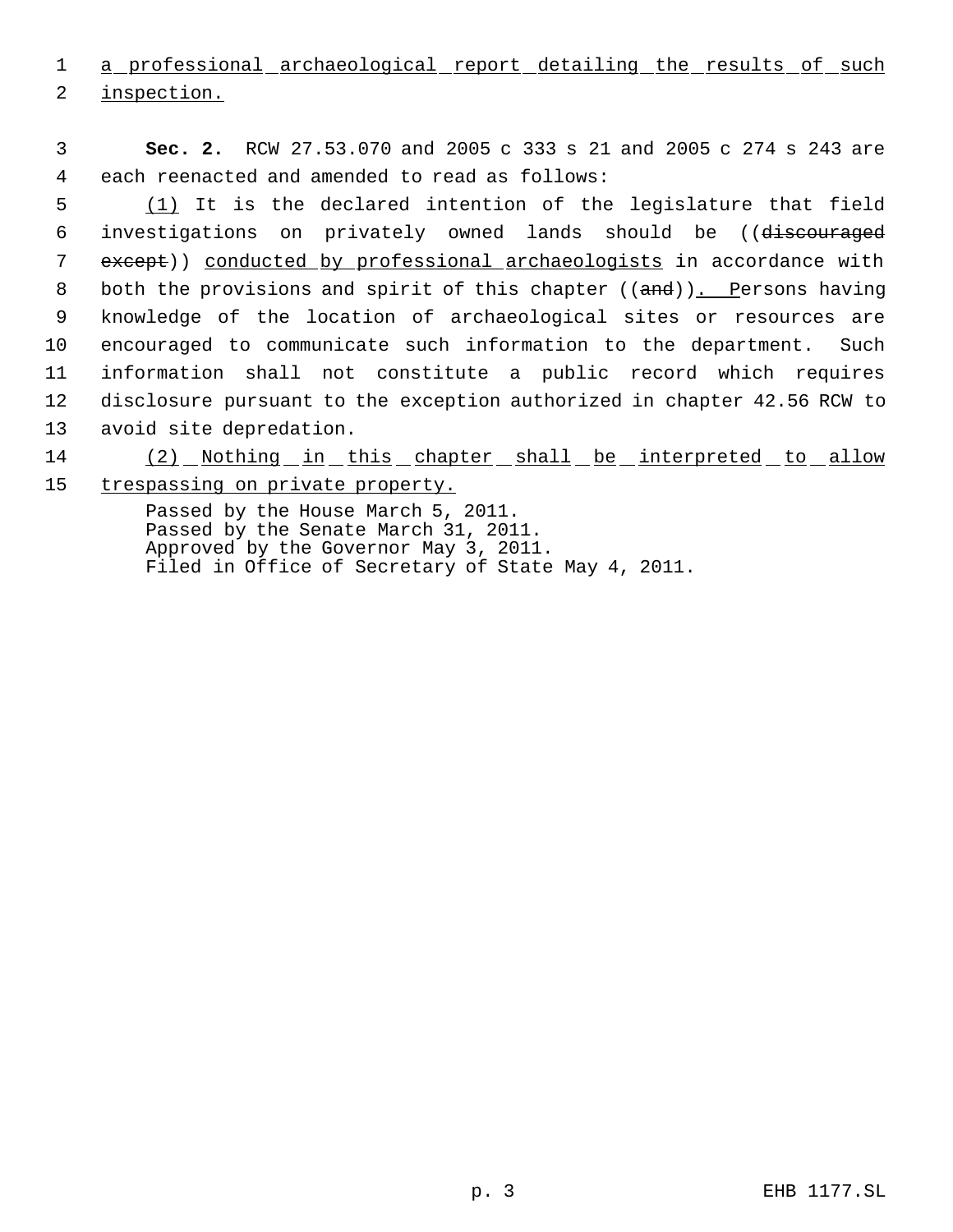a professional archaeological report detailing the results of such inspection.

**Sec. 2.** RCW 27.53.070 and 2005 c 333 s 21 and 2005 c 274 s 243 are each reenacted and amended to read as follows:

(1) It is the declared intention of the legislature that field investigations on privately owned lands should be ((~~discouraged except~~)) conducted by professional archaeologists in accordance with both the provisions and spirit of this chapter ((~~and~~)). Persons having knowledge of the location of archaeological sites or resources are encouraged to communicate such information to the department. Such information shall not constitute a public record which requires disclosure pursuant to the exception authorized in chapter 42.56 RCW to avoid site depredation.

(2) Nothing in this chapter shall be interpreted to allow trespassing on private property.

Passed by the House March 5, 2011.
Passed by the Senate March 31, 2011.
Approved by the Governor May 3, 2011.
Filed in Office of Secretary of State May 4, 2011.